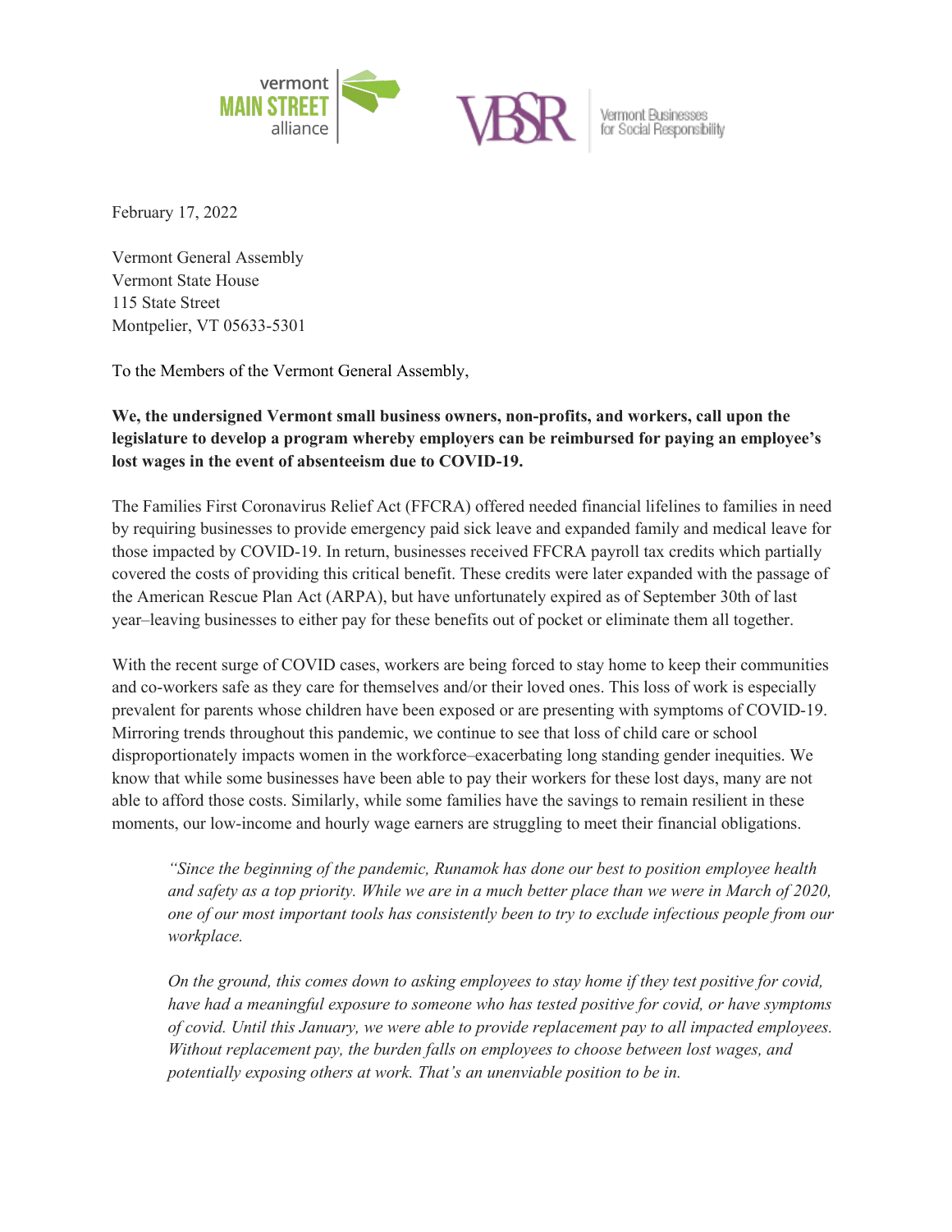February 17, 2022

Vermont General Assembly
Vermont State House
115 State Street
Montpelier, VT 05633-5301

To the Members of the Vermont General Assembly,

**We, the undersigned Vermont small business owners, non-profits, and workers, call upon the legislature to develop a program whereby employers can be reimbursed for paying an employee's lost wages in the event of absenteeism due to COVID-19.**

The Families First Coronavirus Relief Act (FFCRA) offered needed financial lifelines to families in need by requiring businesses to provide emergency paid sick leave and expanded family and medical leave for those impacted by COVID-19. In return, businesses received FFCRA payroll tax credits which partially covered the costs of providing this critical benefit. These credits were later expanded with the passage of the American Rescue Plan Act (ARPA), but have unfortunately expired as of September 30th of last year–leaving businesses to either pay for these benefits out of pocket or eliminate them all together.

With the recent surge of COVID cases, workers are being forced to stay home to keep their communities and co-workers safe as they care for themselves and/or their loved ones. This loss of work is especially prevalent for parents whose children have been exposed or are presenting with symptoms of COVID-19. Mirroring trends throughout this pandemic, we continue to see that loss of child care or school disproportionately impacts women in the workforce–exacerbating long standing gender inequities. We know that while some businesses have been able to pay their workers for these lost days, many are not able to afford those costs. Similarly, while some families have the savings to remain resilient in these moments, our low-income and hourly wage earners are struggling to meet their financial obligations.

> *"Since the beginning of the pandemic, Runamok has done our best to position employee health and safety as a top priority. While we are in a much better place than we were in March of 2020, one of our most important tools has consistently been to try to exclude infectious people from our workplace.*
>
> *On the ground, this comes down to asking employees to stay home if they test positive for covid, have had a meaningful exposure to someone who has tested positive for covid, or have symptoms of covid. Until this January, we were able to provide replacement pay to all impacted employees. Without replacement pay, the burden falls on employees to choose between lost wages, and potentially exposing others at work. That's an unenviable position to be in.*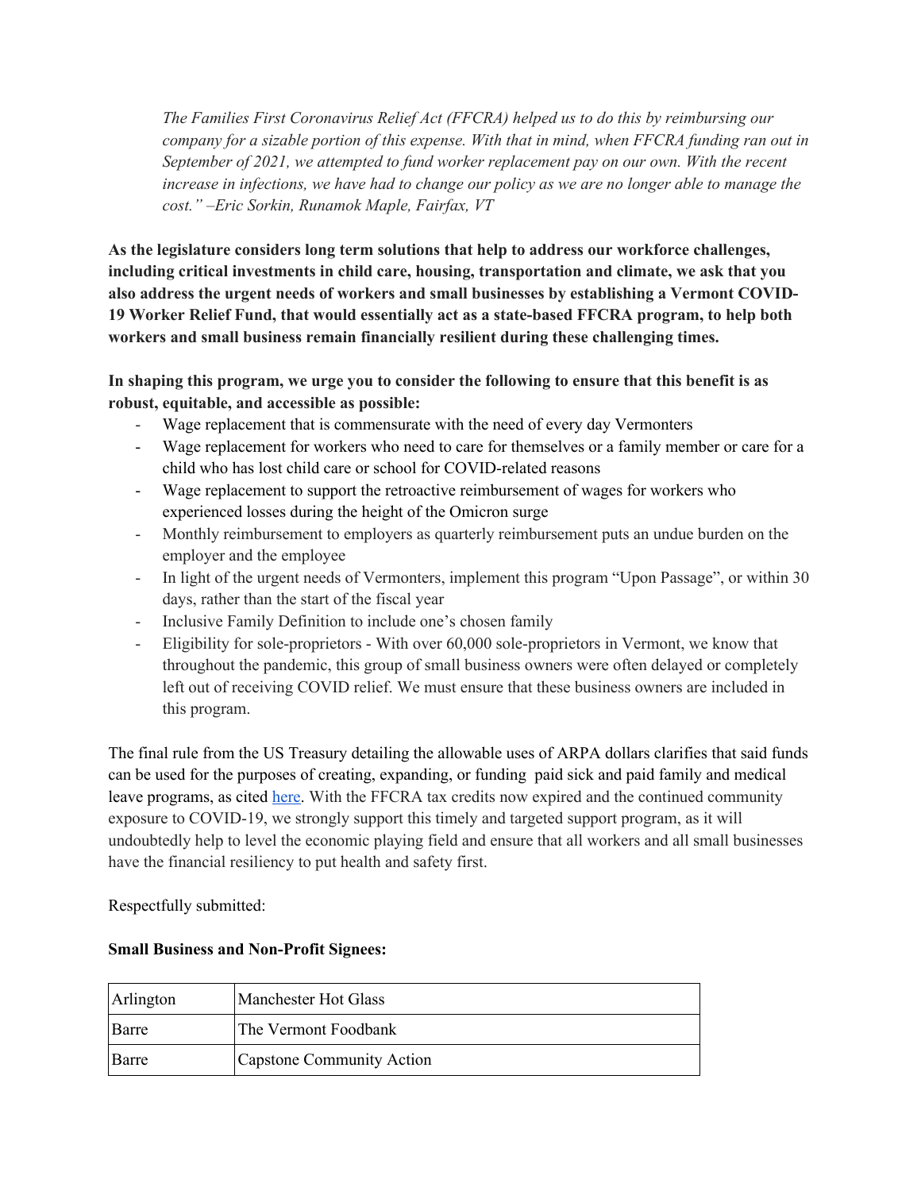*The Families First Coronavirus Relief Act (FFCRA) helped us to do this by reimbursing our company for a sizable portion of this expense. With that in mind, when FFCRA funding ran out in September of 2021, we attempted to fund worker replacement pay on our own. With the recent increase in infections, we have had to change our policy as we are no longer able to manage the cost." –Eric Sorkin, Runamok Maple, Fairfax, VT*

**As the legislature considers long term solutions that help to address our workforce challenges, including critical investments in child care, housing, transportation and climate, we ask that you also address the urgent needs of workers and small businesses by establishing a Vermont COVID-19 Worker Relief Fund, that would essentially act as a state-based FFCRA program, to help both workers and small business remain financially resilient during these challenging times.**

**In shaping this program, we urge you to consider the following to ensure that this benefit is as robust, equitable, and accessible as possible:**

- Wage replacement that is commensurate with the need of every day Vermonters
- Wage replacement for workers who need to care for themselves or a family member or care for a child who has lost child care or school for COVID-related reasons
- Wage replacement to support the retroactive reimbursement of wages for workers who experienced losses during the height of the Omicron surge
- Monthly reimbursement to employers as quarterly reimbursement puts an undue burden on the employer and the employee
- In light of the urgent needs of Vermonters, implement this program "Upon Passage", or within 30 days, rather than the start of the fiscal year
- Inclusive Family Definition to include one's chosen family
- Eligibility for sole-proprietors - With over 60,000 sole-proprietors in Vermont, we know that throughout the pandemic, this group of small business owners were often delayed or completely left out of receiving COVID relief. We must ensure that these business owners are included in this program.

The final rule from the US Treasury detailing the allowable uses of ARPA dollars clarifies that said funds can be used for the purposes of creating, expanding, or funding paid sick and paid family and medical leave programs, as cited here. With the FFCRA tax credits now expired and the continued community exposure to COVID-19, we strongly support this timely and targeted support program, as it will undoubtedly help to level the economic playing field and ensure that all workers and all small businesses have the financial resiliency to put health and safety first.

Respectfully submitted:

**Small Business and Non-Profit Signees:**

| | |
|---|---|
| Arlington | Manchester Hot Glass |
| Barre | The Vermont Foodbank |
| Barre | Capstone Community Action |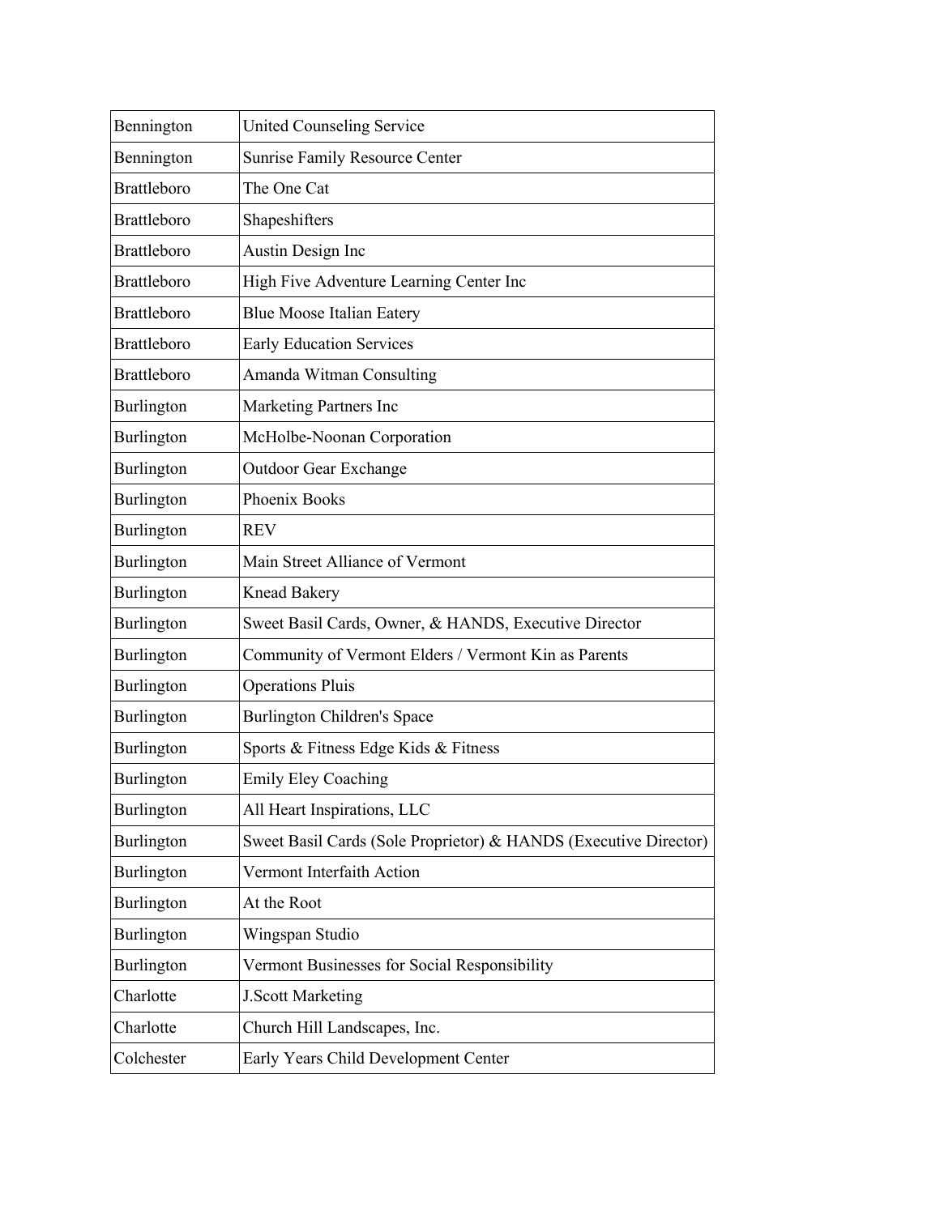| | |
|---|---|
| Bennington | United Counseling Service |
| Bennington | Sunrise Family Resource Center |
| Brattleboro | The One Cat |
| Brattleboro | Shapeshifters |
| Brattleboro | Austin Design Inc |
| Brattleboro | High Five Adventure Learning Center Inc |
| Brattleboro | Blue Moose Italian Eatery |
| Brattleboro | Early Education Services |
| Brattleboro | Amanda Witman Consulting |
| Burlington | Marketing Partners Inc |
| Burlington | McHolbe-Noonan Corporation |
| Burlington | Outdoor Gear Exchange |
| Burlington | Phoenix Books |
| Burlington | REV |
| Burlington | Main Street Alliance of Vermont |
| Burlington | Knead Bakery |
| Burlington | Sweet Basil Cards, Owner, & HANDS, Executive Director |
| Burlington | Community of Vermont Elders / Vermont Kin as Parents |
| Burlington | Operations Pluis |
| Burlington | Burlington Children's Space |
| Burlington | Sports & Fitness Edge Kids & Fitness |
| Burlington | Emily Eley Coaching |
| Burlington | All Heart Inspirations, LLC |
| Burlington | Sweet Basil Cards (Sole Proprietor) & HANDS (Executive Director) |
| Burlington | Vermont Interfaith Action |
| Burlington | At the Root |
| Burlington | Wingspan Studio |
| Burlington | Vermont Businesses for Social Responsibility |
| Charlotte | J.Scott Marketing |
| Charlotte | Church Hill Landscapes, Inc. |
| Colchester | Early Years Child Development Center |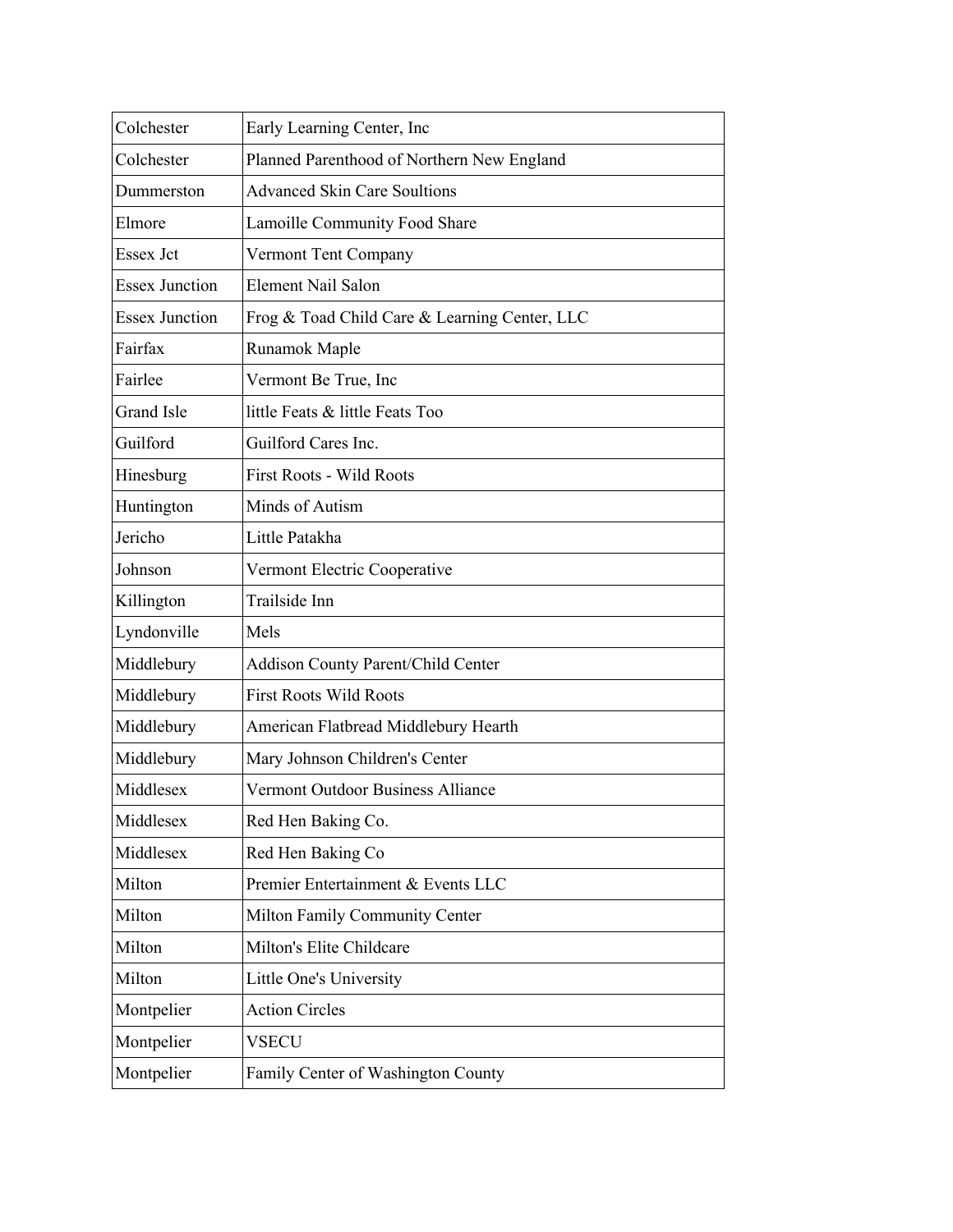| | |
|---|---|
| Colchester | Early Learning Center, Inc |
| Colchester | Planned Parenthood of Northern New England |
| Dummerston | Advanced Skin Care Soultions |
| Elmore | Lamoille Community Food Share |
| Essex Jct | Vermont Tent Company |
| Essex Junction | Element Nail Salon |
| Essex Junction | Frog & Toad Child Care & Learning Center, LLC |
| Fairfax | Runamok Maple |
| Fairlee | Vermont Be True, Inc |
| Grand Isle | little Feats & little Feats Too |
| Guilford | Guilford Cares Inc. |
| Hinesburg | First Roots - Wild Roots |
| Huntington | Minds of Autism |
| Jericho | Little Patakha |
| Johnson | Vermont Electric Cooperative |
| Killington | Trailside Inn |
| Lyndonville | Mels |
| Middlebury | Addison County Parent/Child Center |
| Middlebury | First Roots Wild Roots |
| Middlebury | American Flatbread Middlebury Hearth |
| Middlebury | Mary Johnson Children's Center |
| Middlesex | Vermont Outdoor Business Alliance |
| Middlesex | Red Hen Baking Co. |
| Middlesex | Red Hen Baking Co |
| Milton | Premier Entertainment & Events LLC |
| Milton | Milton Family Community Center |
| Milton | Milton's Elite Childcare |
| Milton | Little One's University |
| Montpelier | Action Circles |
| Montpelier | VSECU |
| Montpelier | Family Center of Washington County |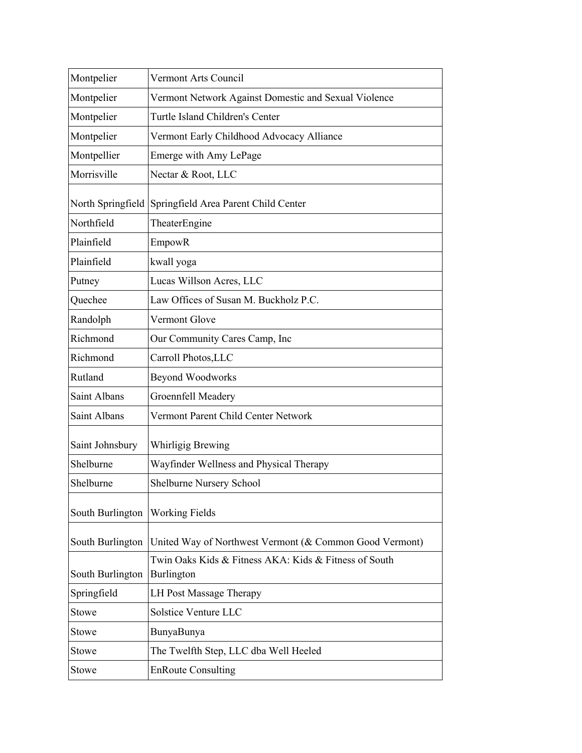| | |
|---|---|
| Montpelier | Vermont Arts Council |
| Montpelier | Vermont Network Against Domestic and Sexual Violence |
| Montpelier | Turtle Island Children's Center |
| Montpelier | Vermont Early Childhood Advocacy Alliance |
| Montpellier | Emerge with Amy LePage |
| Morrisville | Nectar & Root, LLC |
| North Springfield | Springfield Area Parent Child Center |
| Northfield | TheaterEngine |
| Plainfield | EmpowR |
| Plainfield | kwall yoga |
| Putney | Lucas Willson Acres, LLC |
| Quechee | Law Offices of Susan M. Buckholz P.C. |
| Randolph | Vermont Glove |
| Richmond | Our Community Cares Camp, Inc |
| Richmond | Carroll Photos,LLC |
| Rutland | Beyond Woodworks |
| Saint Albans | Groennfell Meadery |
| Saint Albans | Vermont Parent Child Center Network |
| Saint Johnsbury | Whirligig Brewing |
| Shelburne | Wayfinder Wellness and Physical Therapy |
| Shelburne | Shelburne Nursery School |
| South Burlington | Working Fields |
| South Burlington | United Way of Northwest Vermont (& Common Good Vermont) |
| South Burlington | Twin Oaks Kids & Fitness AKA: Kids & Fitness of South Burlington |
| Springfield | LH Post Massage Therapy |
| Stowe | Solstice Venture LLC |
| Stowe | BunyaBunya |
| Stowe | The Twelfth Step, LLC dba Well Heeled |
| Stowe | EnRoute Consulting |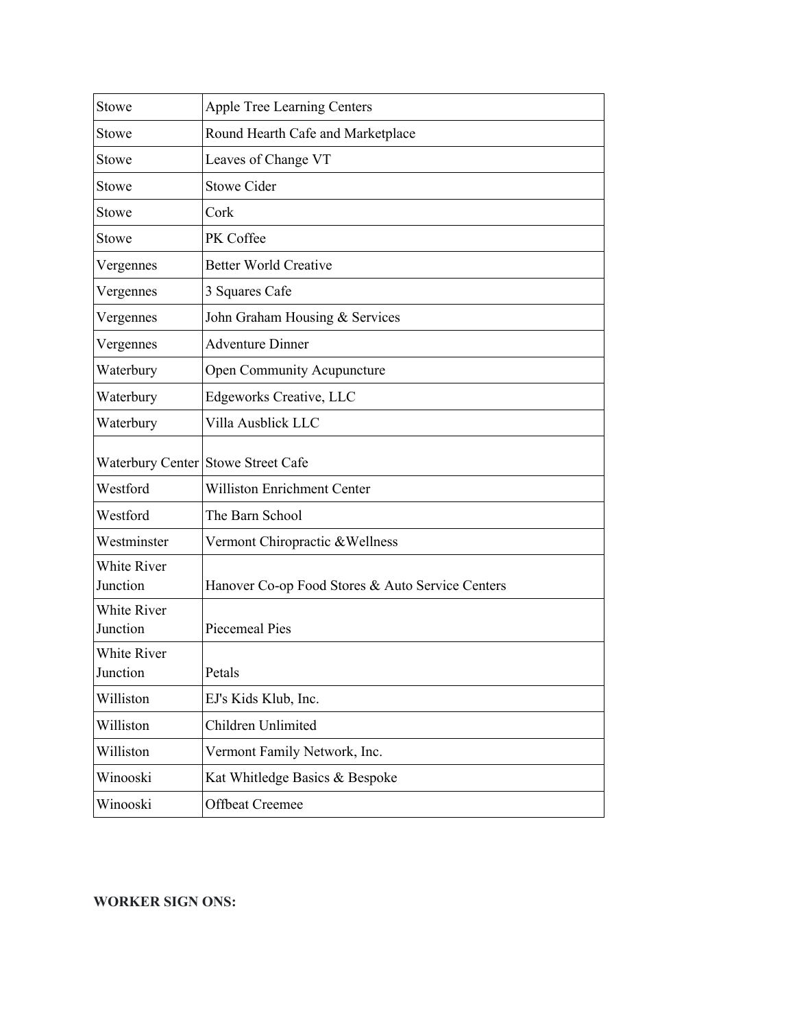| Stowe | Apple Tree Learning Centers |
|---|---|
| Stowe | Round Hearth Cafe and Marketplace |
| Stowe | Leaves of Change VT |
| Stowe | Stowe Cider |
| Stowe | Cork |
| Stowe | PK Coffee |
| Vergennes | Better World Creative |
| Vergennes | 3 Squares Cafe |
| Vergennes | John Graham Housing & Services |
| Vergennes | Adventure Dinner |
| Waterbury | Open Community Acupuncture |
| Waterbury | Edgeworks Creative, LLC |
| Waterbury | Villa Ausblick LLC |
| Waterbury Center | Stowe Street Cafe |
| Westford | Williston Enrichment Center |
| Westford | The Barn School |
| Westminster | Vermont Chiropractic &Wellness |
| White River Junction | Hanover Co-op Food Stores & Auto Service Centers |
| White River Junction | Piecemeal Pies |
| White River Junction | Petals |
| Williston | EJ's Kids Klub, Inc. |
| Williston | Children Unlimited |
| Williston | Vermont Family Network, Inc. |
| Winooski | Kat Whitledge Basics & Bespoke |
| Winooski | Offbeat Creemee |

**WORKER SIGN ONS:**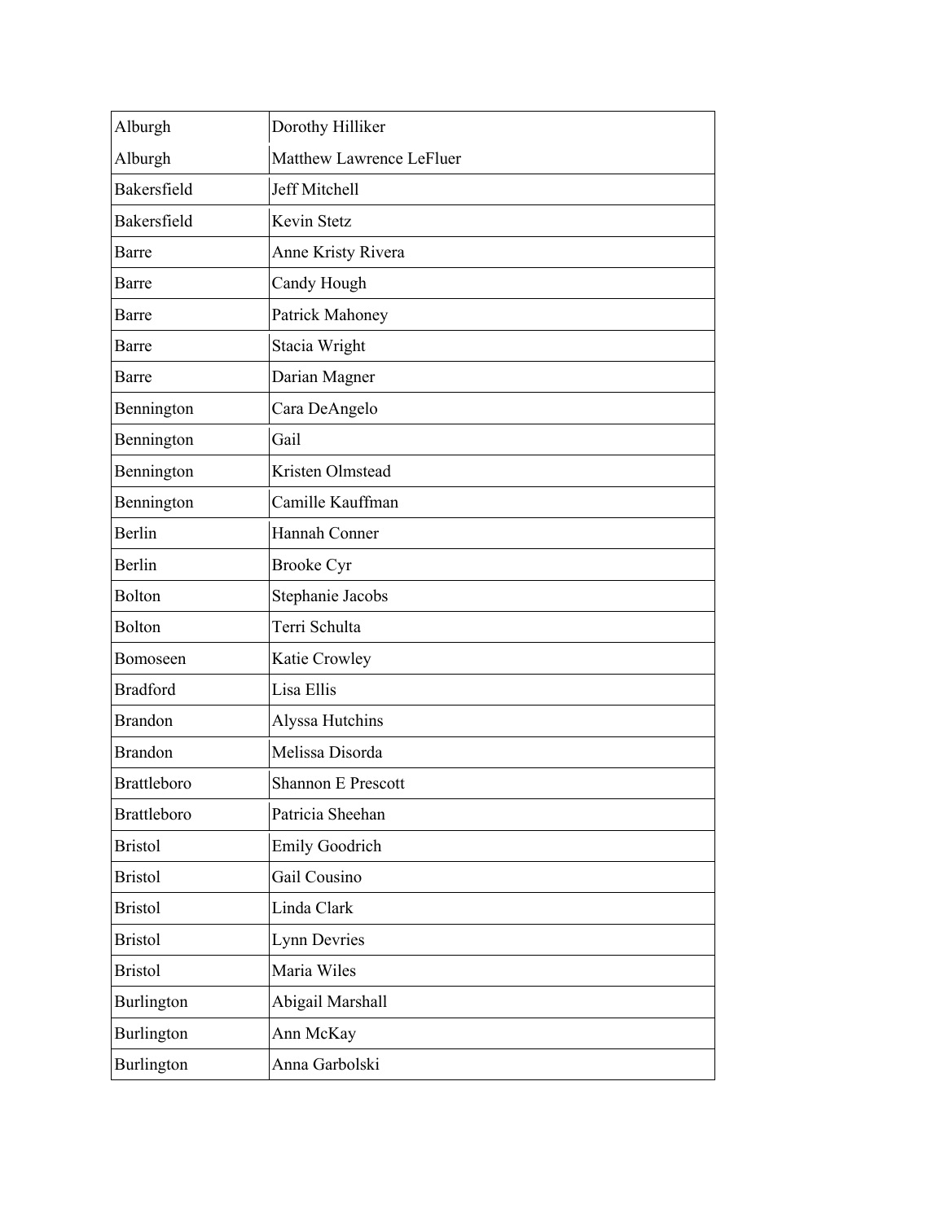| | |
|---|---|
| Alburgh | Dorothy Hilliker |
| Alburgh | Matthew Lawrence LeFluer |
| Bakersfield | Jeff Mitchell |
| Bakersfield | Kevin Stetz |
| Barre | Anne Kristy Rivera |
| Barre | Candy Hough |
| Barre | Patrick Mahoney |
| Barre | Stacia Wright |
| Barre | Darian Magner |
| Bennington | Cara DeAngelo |
| Bennington | Gail |
| Bennington | Kristen Olmstead |
| Bennington | Camille Kauffman |
| Berlin | Hannah Conner |
| Berlin | Brooke Cyr |
| Bolton | Stephanie Jacobs |
| Bolton | Terri Schulta |
| Bomoseen | Katie Crowley |
| Bradford | Lisa Ellis |
| Brandon | Alyssa Hutchins |
| Brandon | Melissa Disorda |
| Brattleboro | Shannon E Prescott |
| Brattleboro | Patricia Sheehan |
| Bristol | Emily Goodrich |
| Bristol | Gail Cousino |
| Bristol | Linda Clark |
| Bristol | Lynn Devries |
| Bristol | Maria Wiles |
| Burlington | Abigail Marshall |
| Burlington | Ann McKay |
| Burlington | Anna Garbolski |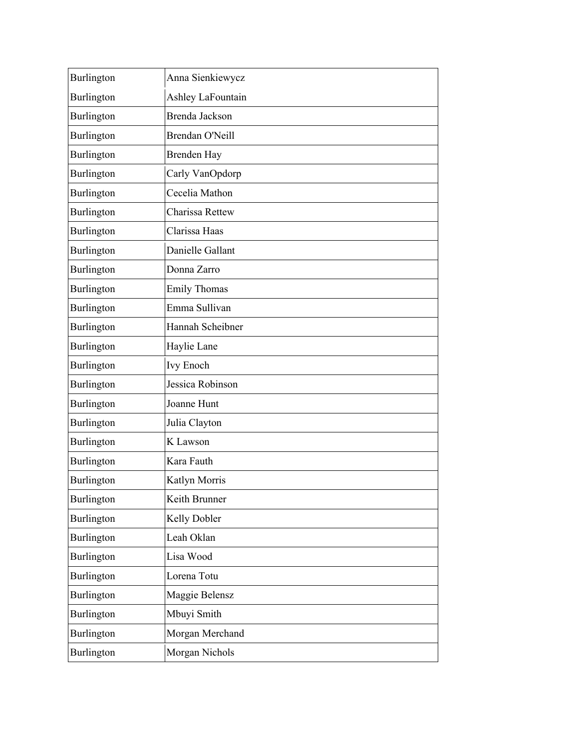| Burlington | Anna Sienkiewycz |
|---|---|
| Burlington | Ashley LaFountain |
| Burlington | Brenda Jackson |
| Burlington | Brendan O'Neill |
| Burlington | Brenden Hay |
| Burlington | Carly VanOpdorp |
| Burlington | Cecelia Mathon |
| Burlington | Charissa Rettew |
| Burlington | Clarissa Haas |
| Burlington | Danielle Gallant |
| Burlington | Donna Zarro |
| Burlington | Emily Thomas |
| Burlington | Emma Sullivan |
| Burlington | Hannah Scheibner |
| Burlington | Haylie Lane |
| Burlington | Ivy Enoch |
| Burlington | Jessica Robinson |
| Burlington | Joanne Hunt |
| Burlington | Julia Clayton |
| Burlington | K Lawson |
| Burlington | Kara Fauth |
| Burlington | Katlyn Morris |
| Burlington | Keith Brunner |
| Burlington | Kelly Dobler |
| Burlington | Leah Oklan |
| Burlington | Lisa Wood |
| Burlington | Lorena Totu |
| Burlington | Maggie Belensz |
| Burlington | Mbuyi Smith |
| Burlington | Morgan Merchand |
| Burlington | Morgan Nichols |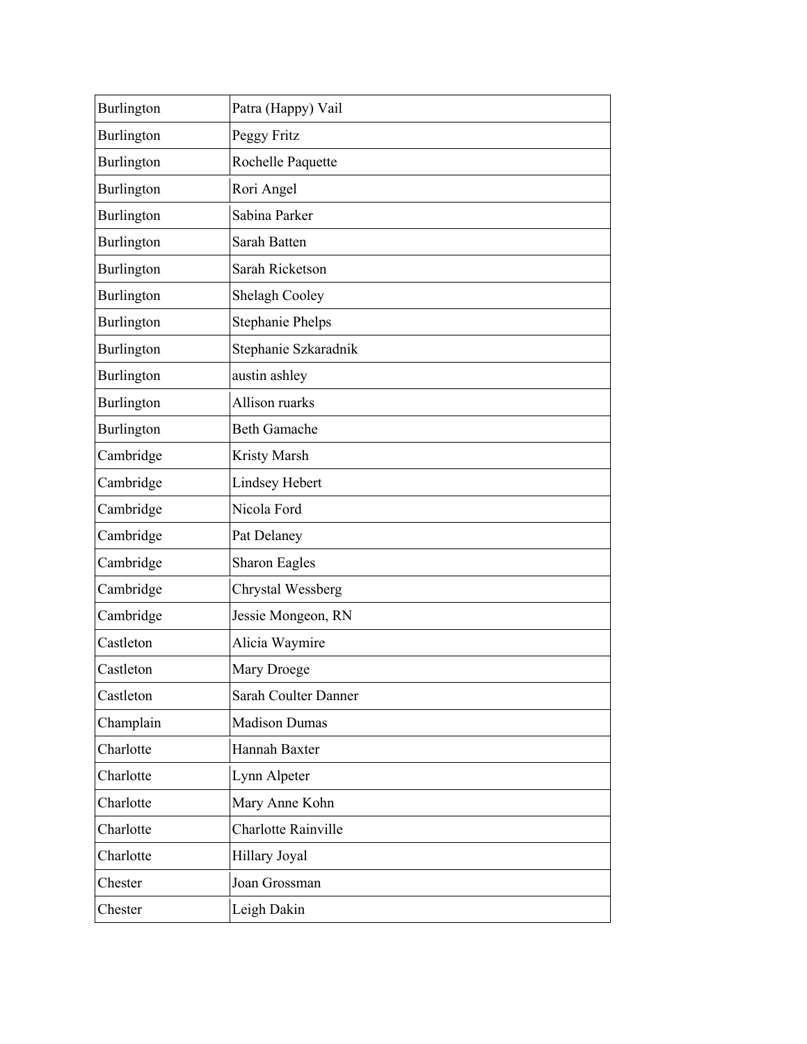| Burlington | Patra (Happy) Vail |
|---|---|
| Burlington | Peggy Fritz |
| Burlington | Rochelle Paquette |
| Burlington | Rori Angel |
| Burlington | Sabina Parker |
| Burlington | Sarah Batten |
| Burlington | Sarah Ricketson |
| Burlington | Shelagh Cooley |
| Burlington | Stephanie Phelps |
| Burlington | Stephanie Szkaradnik |
| Burlington | austin ashley |
| Burlington | Allison ruarks |
| Burlington | Beth Gamache |
| Cambridge | Kristy Marsh |
| Cambridge | Lindsey Hebert |
| Cambridge | Nicola Ford |
| Cambridge | Pat Delaney |
| Cambridge | Sharon Eagles |
| Cambridge | Chrystal Wessberg |
| Cambridge | Jessie Mongeon, RN |
| Castleton | Alicia Waymire |
| Castleton | Mary Droege |
| Castleton | Sarah Coulter Danner |
| Champlain | Madison Dumas |
| Charlotte | Hannah Baxter |
| Charlotte | Lynn Alpeter |
| Charlotte | Mary Anne Kohn |
| Charlotte | Charlotte Rainville |
| Charlotte | Hillary Joyal |
| Chester | Joan Grossman |
| Chester | Leigh Dakin |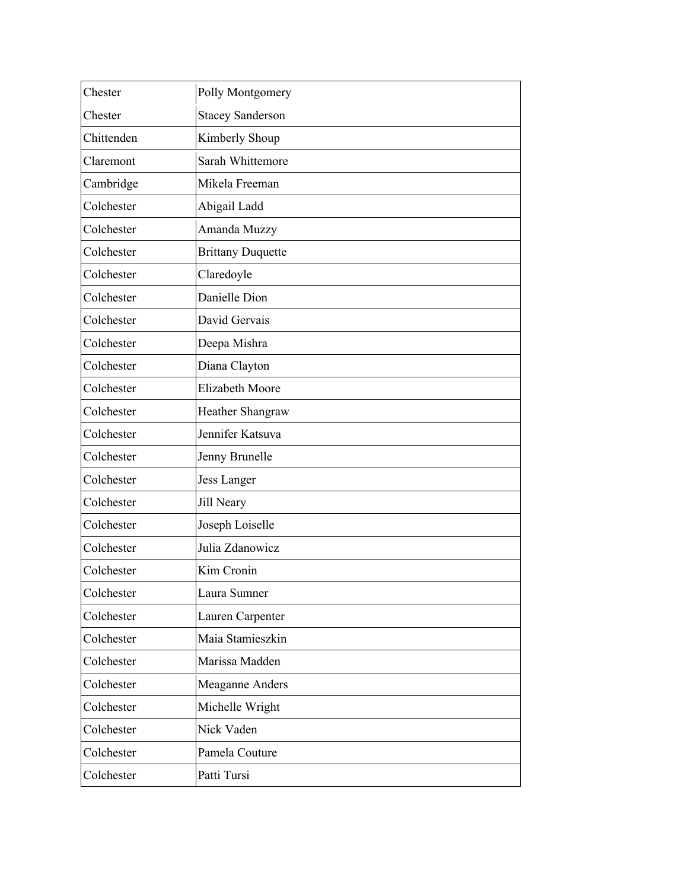| | |
|---|---|
| Chester | Polly Montgomery |
| Chester | Stacey Sanderson |
| Chittenden | Kimberly Shoup |
| Claremont | Sarah Whittemore |
| Cambridge | Mikela Freeman |
| Colchester | Abigail Ladd |
| Colchester | Amanda Muzzy |
| Colchester | Brittany Duquette |
| Colchester | Claredoyle |
| Colchester | Danielle Dion |
| Colchester | David Gervais |
| Colchester | Deepa Mishra |
| Colchester | Diana Clayton |
| Colchester | Elizabeth Moore |
| Colchester | Heather Shangraw |
| Colchester | Jennifer Katsuva |
| Colchester | Jenny Brunelle |
| Colchester | Jess Langer |
| Colchester | Jill Neary |
| Colchester | Joseph Loiselle |
| Colchester | Julia Zdanowicz |
| Colchester | Kim Cronin |
| Colchester | Laura Sumner |
| Colchester | Lauren Carpenter |
| Colchester | Maia Stamieszkin |
| Colchester | Marissa Madden |
| Colchester | Meaganne Anders |
| Colchester | Michelle Wright |
| Colchester | Nick Vaden |
| Colchester | Pamela Couture |
| Colchester | Patti Tursi |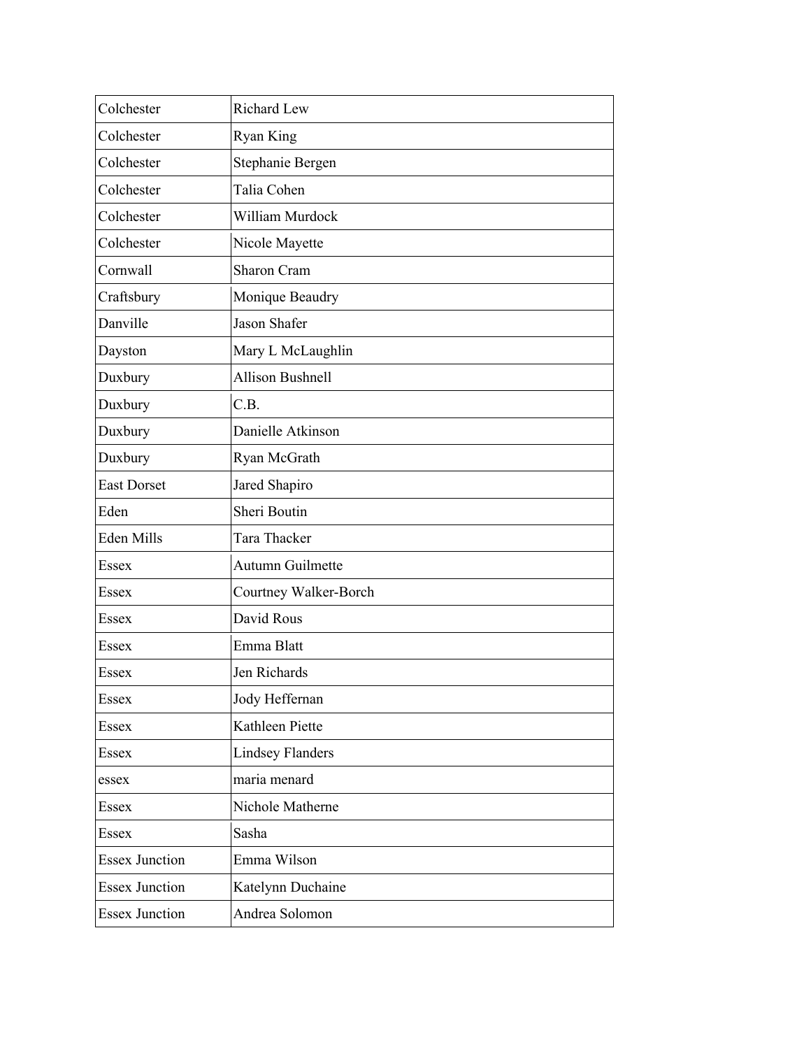| | |
|---|---|
| Colchester | Richard Lew |
| Colchester | Ryan King |
| Colchester | Stephanie Bergen |
| Colchester | Talia Cohen |
| Colchester | William Murdock |
| Colchester | Nicole Mayette |
| Cornwall | Sharon Cram |
| Craftsbury | Monique Beaudry |
| Danville | Jason Shafer |
| Dayston | Mary L McLaughlin |
| Duxbury | Allison Bushnell |
| Duxbury | C.B. |
| Duxbury | Danielle Atkinson |
| Duxbury | Ryan McGrath |
| East Dorset | Jared Shapiro |
| Eden | Sheri Boutin |
| Eden Mills | Tara Thacker |
| Essex | Autumn Guilmette |
| Essex | Courtney Walker-Borch |
| Essex | David Rous |
| Essex | Emma Blatt |
| Essex | Jen Richards |
| Essex | Jody Heffernan |
| Essex | Kathleen Piette |
| Essex | Lindsey Flanders |
| essex | maria menard |
| Essex | Nichole Matherne |
| Essex | Sasha |
| Essex Junction | Emma Wilson |
| Essex Junction | Katelynn Duchaine |
| Essex Junction | Andrea Solomon |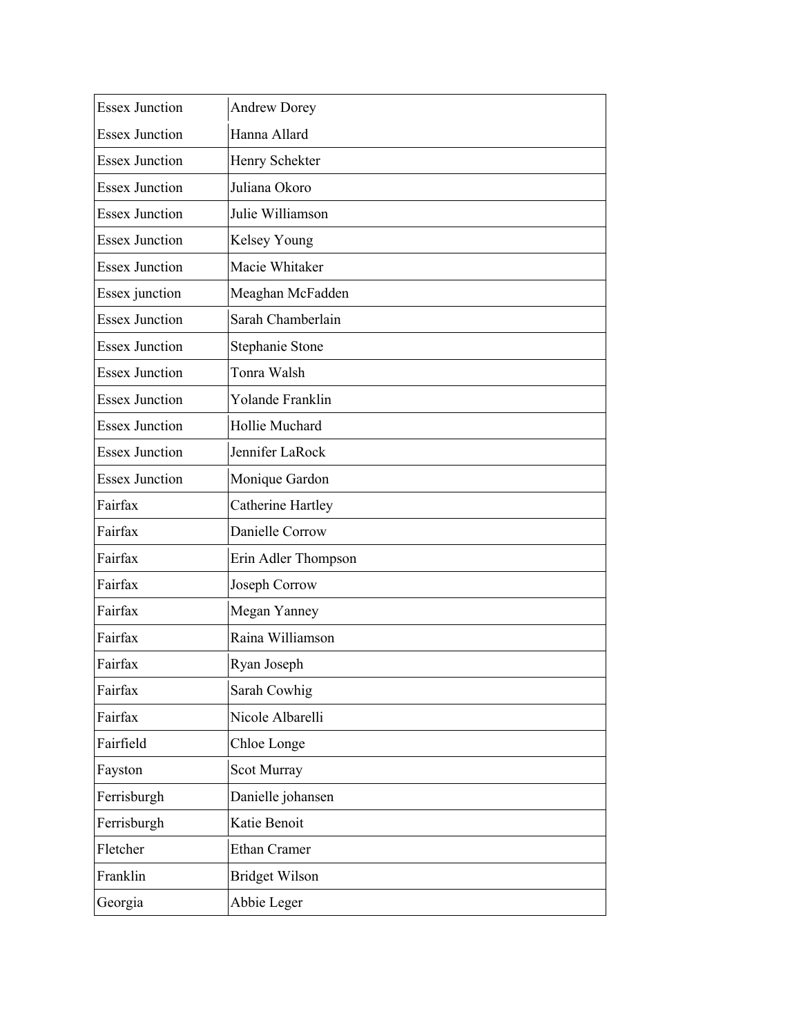| Essex Junction | Andrew Dorey |
| --- | --- |
| Essex Junction | Hanna Allard |
| Essex Junction | Henry Schekter |
| Essex Junction | Juliana Okoro |
| Essex Junction | Julie Williamson |
| Essex Junction | Kelsey Young |
| Essex Junction | Macie Whitaker |
| Essex junction | Meaghan McFadden |
| Essex Junction | Sarah Chamberlain |
| Essex Junction | Stephanie Stone |
| Essex Junction | Tonra Walsh |
| Essex Junction | Yolande Franklin |
| Essex Junction | Hollie Muchard |
| Essex Junction | Jennifer LaRock |
| Essex Junction | Monique Gardon |
| Fairfax | Catherine Hartley |
| Fairfax | Danielle Corrow |
| Fairfax | Erin Adler Thompson |
| Fairfax | Joseph Corrow |
| Fairfax | Megan Yanney |
| Fairfax | Raina Williamson |
| Fairfax | Ryan Joseph |
| Fairfax | Sarah Cowhig |
| Fairfax | Nicole Albarelli |
| Fairfield | Chloe Longe |
| Fayston | Scot Murray |
| Ferrisburgh | Danielle johansen |
| Ferrisburgh | Katie Benoit |
| Fletcher | Ethan Cramer |
| Franklin | Bridget Wilson |
| Georgia | Abbie Leger |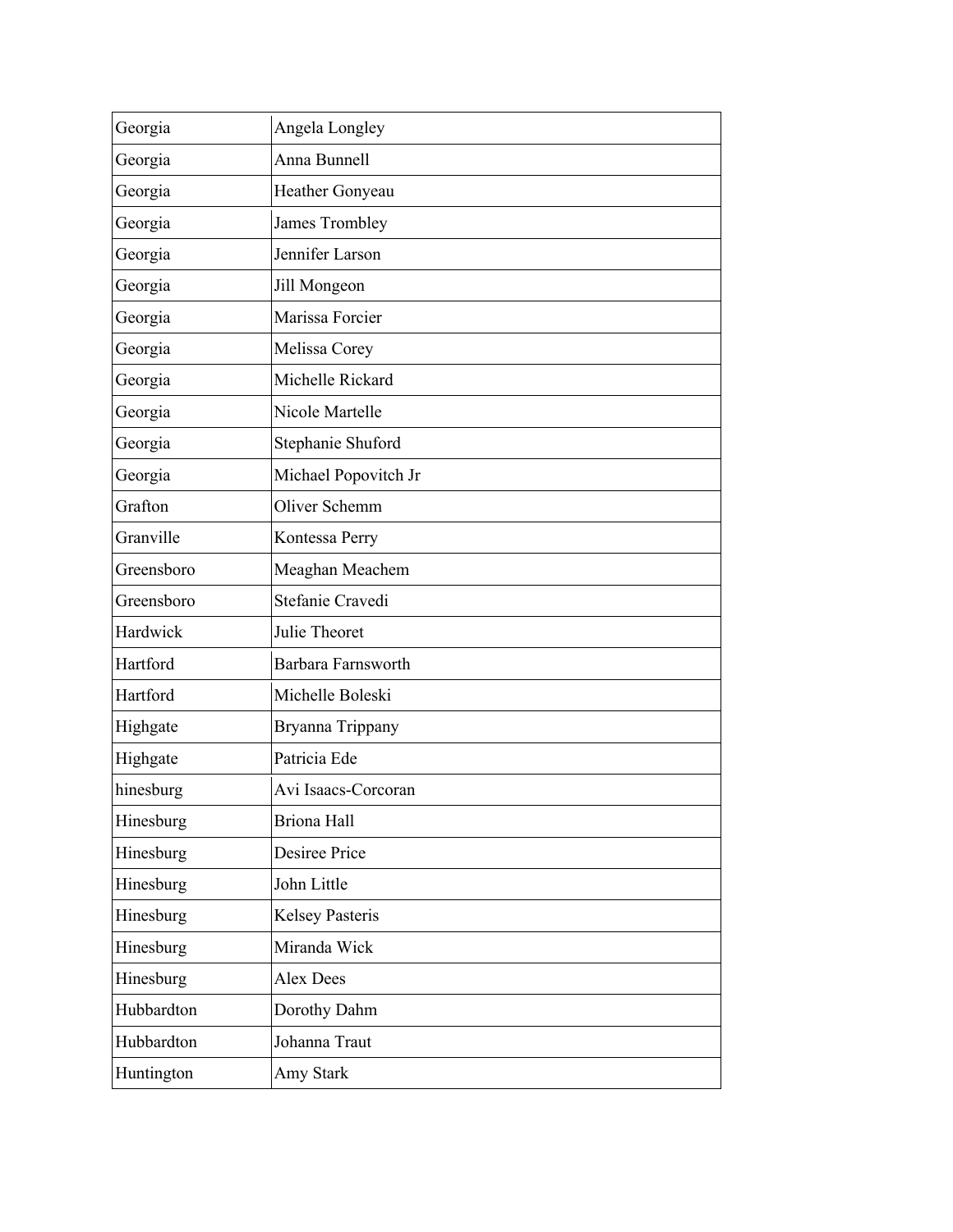| Georgia | Angela Longley |
|---|---|
| Georgia | Anna Bunnell |
| Georgia | Heather Gonyeau |
| Georgia | James Trombley |
| Georgia | Jennifer Larson |
| Georgia | Jill Mongeon |
| Georgia | Marissa Forcier |
| Georgia | Melissa Corey |
| Georgia | Michelle Rickard |
| Georgia | Nicole Martelle |
| Georgia | Stephanie Shuford |
| Georgia | Michael Popovitch Jr |
| Grafton | Oliver Schemm |
| Granville | Kontessa Perry |
| Greensboro | Meaghan Meachem |
| Greensboro | Stefanie Cravedi |
| Hardwick | Julie Theoret |
| Hartford | Barbara Farnsworth |
| Hartford | Michelle Boleski |
| Highgate | Bryanna Trippany |
| Highgate | Patricia Ede |
| hinesburg | Avi Isaacs-Corcoran |
| Hinesburg | Briona Hall |
| Hinesburg | Desiree Price |
| Hinesburg | John Little |
| Hinesburg | Kelsey Pasteris |
| Hinesburg | Miranda Wick |
| Hinesburg | Alex Dees |
| Hubbardton | Dorothy Dahm |
| Hubbardton | Johanna Traut |
| Huntington | Amy Stark |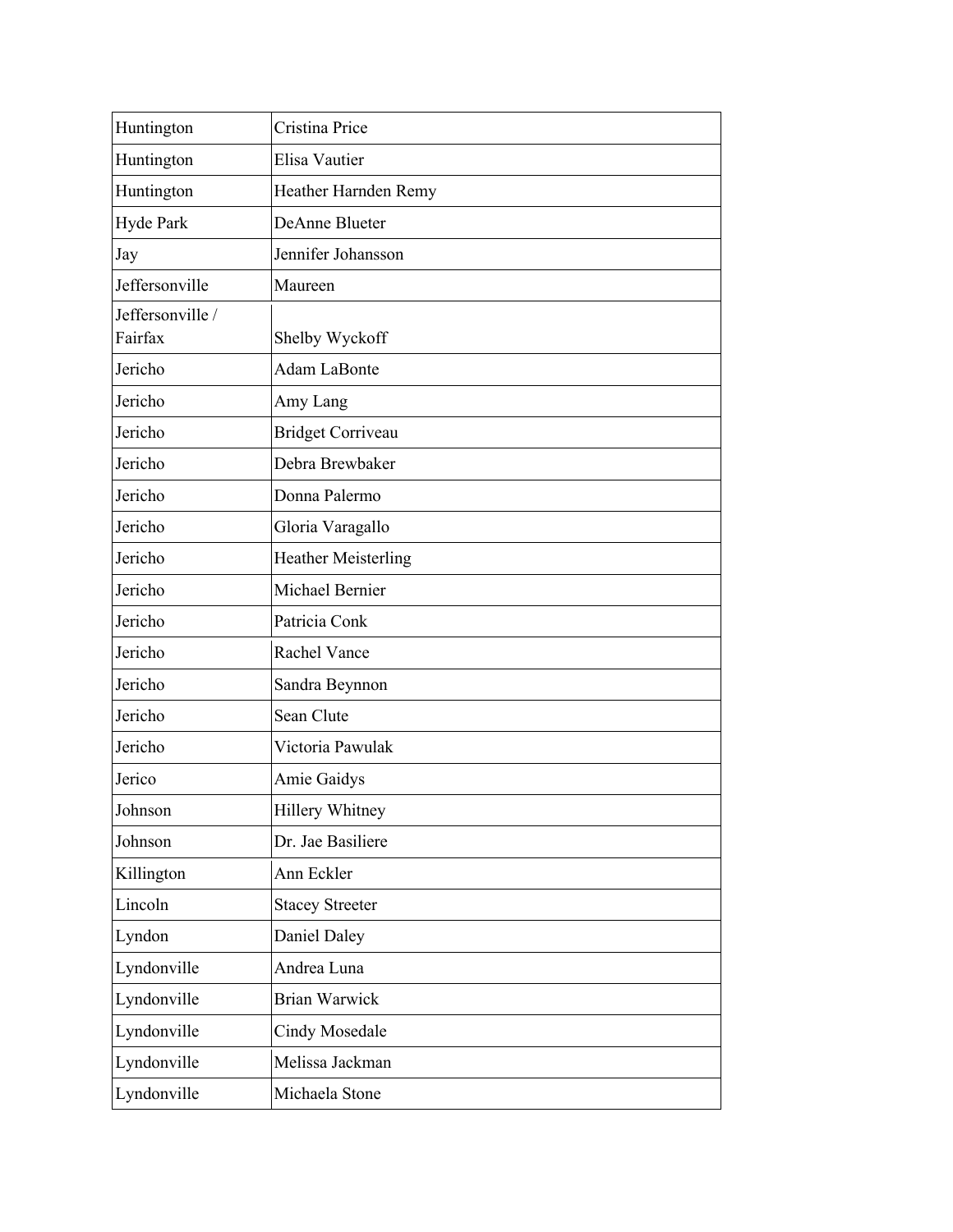| Huntington | Cristina Price |
|---|---|
| Huntington | Elisa Vautier |
| Huntington | Heather Harnden Remy |
| Hyde Park | DeAnne Blueter |
| Jay | Jennifer Johansson |
| Jeffersonville | Maureen |
| Jeffersonville / Fairfax | Shelby Wyckoff |
| Jericho | Adam LaBonte |
| Jericho | Amy Lang |
| Jericho | Bridget Corriveau |
| Jericho | Debra Brewbaker |
| Jericho | Donna Palermo |
| Jericho | Gloria Varagallo |
| Jericho | Heather Meisterling |
| Jericho | Michael Bernier |
| Jericho | Patricia Conk |
| Jericho | Rachel Vance |
| Jericho | Sandra Beynnon |
| Jericho | Sean Clute |
| Jericho | Victoria Pawulak |
| Jerico | Amie Gaidys |
| Johnson | Hillery Whitney |
| Johnson | Dr. Jae Basiliere |
| Killington | Ann Eckler |
| Lincoln | Stacey Streeter |
| Lyndon | Daniel Daley |
| Lyndonville | Andrea Luna |
| Lyndonville | Brian Warwick |
| Lyndonville | Cindy Mosedale |
| Lyndonville | Melissa Jackman |
| Lyndonville | Michaela Stone |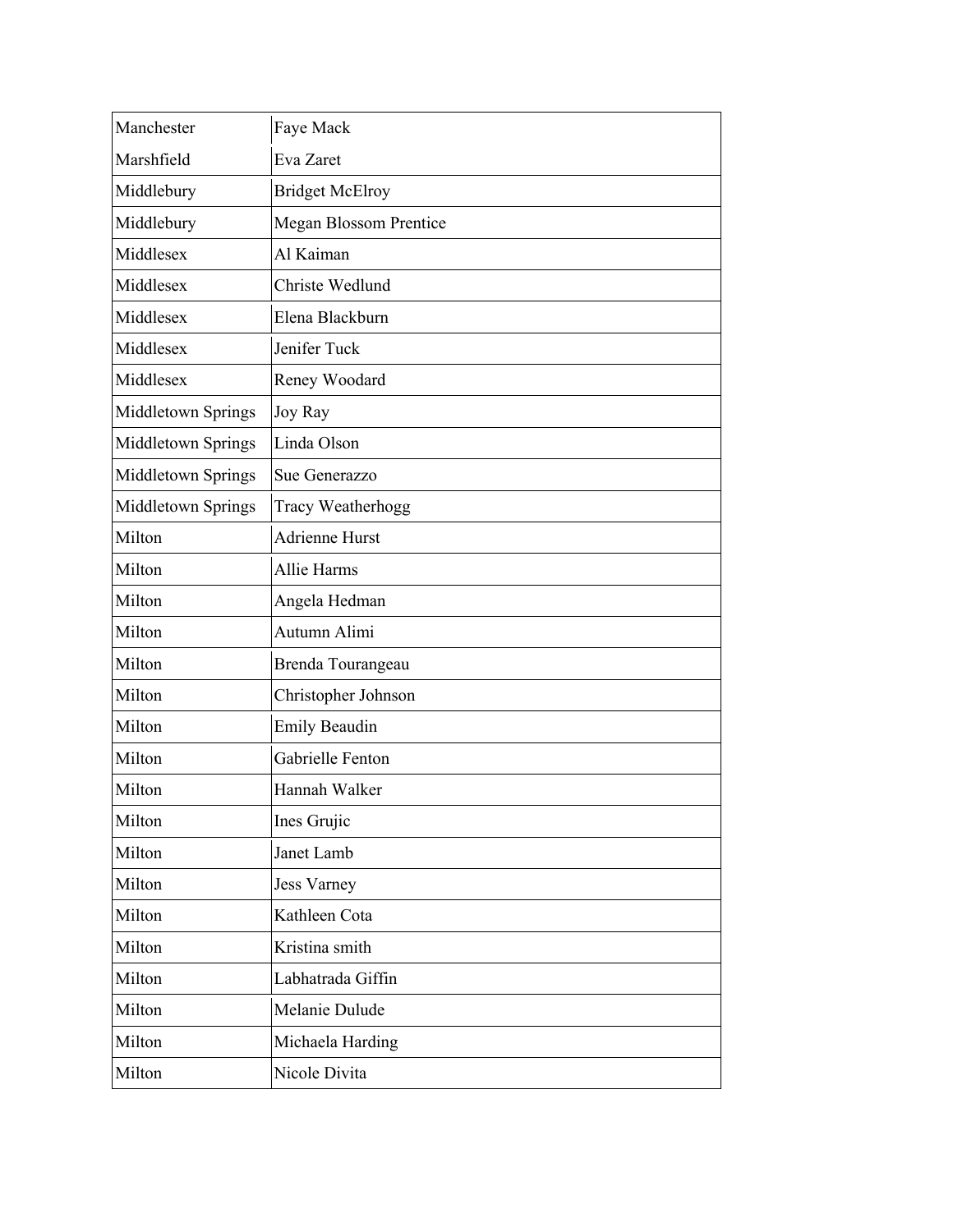| Manchester | Faye Mack |
|---|---|
| Marshfield | Eva Zaret |
| Middlebury | Bridget McElroy |
| Middlebury | Megan Blossom Prentice |
| Middlesex | Al Kaiman |
| Middlesex | Christe Wedlund |
| Middlesex | Elena Blackburn |
| Middlesex | Jenifer Tuck |
| Middlesex | Reney Woodard |
| Middletown Springs | Joy Ray |
| Middletown Springs | Linda Olson |
| Middletown Springs | Sue Generazzo |
| Middletown Springs | Tracy Weatherhogg |
| Milton | Adrienne Hurst |
| Milton | Allie Harms |
| Milton | Angela Hedman |
| Milton | Autumn Alimi |
| Milton | Brenda Tourangeau |
| Milton | Christopher Johnson |
| Milton | Emily Beaudin |
| Milton | Gabrielle Fenton |
| Milton | Hannah Walker |
| Milton | Ines Grujic |
| Milton | Janet Lamb |
| Milton | Jess Varney |
| Milton | Kathleen Cota |
| Milton | Kristina smith |
| Milton | Labhatrada Giffin |
| Milton | Melanie Dulude |
| Milton | Michaela Harding |
| Milton | Nicole Divita |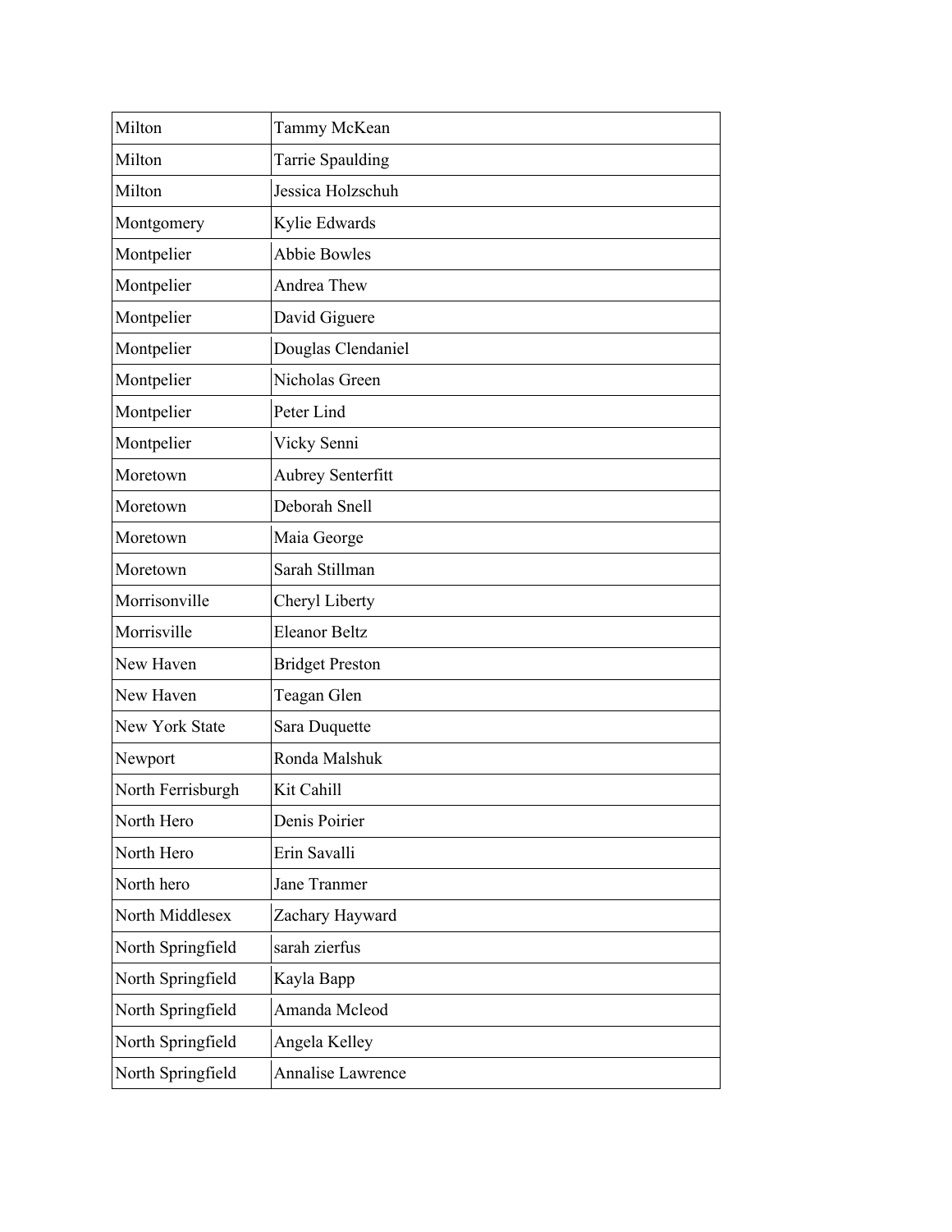| | |
|---|---|
| Milton | Tammy McKean |
| Milton | Tarrie Spaulding |
| Milton | Jessica Holzschuh |
| Montgomery | Kylie Edwards |
| Montpelier | Abbie Bowles |
| Montpelier | Andrea Thew |
| Montpelier | David Giguere |
| Montpelier | Douglas Clendaniel |
| Montpelier | Nicholas Green |
| Montpelier | Peter Lind |
| Montpelier | Vicky Senni |
| Moretown | Aubrey Senterfitt |
| Moretown | Deborah Snell |
| Moretown | Maia George |
| Moretown | Sarah Stillman |
| Morrisonville | Cheryl Liberty |
| Morrisville | Eleanor Beltz |
| New Haven | Bridget Preston |
| New Haven | Teagan Glen |
| New York State | Sara Duquette |
| Newport | Ronda Malshuk |
| North Ferrisburgh | Kit Cahill |
| North Hero | Denis Poirier |
| North Hero | Erin Savalli |
| North hero | Jane Tranmer |
| North Middlesex | Zachary Hayward |
| North Springfield | sarah zierfus |
| North Springfield | Kayla Bapp |
| North Springfield | Amanda Mcleod |
| North Springfield | Angela Kelley |
| North Springfield | Annalise Lawrence |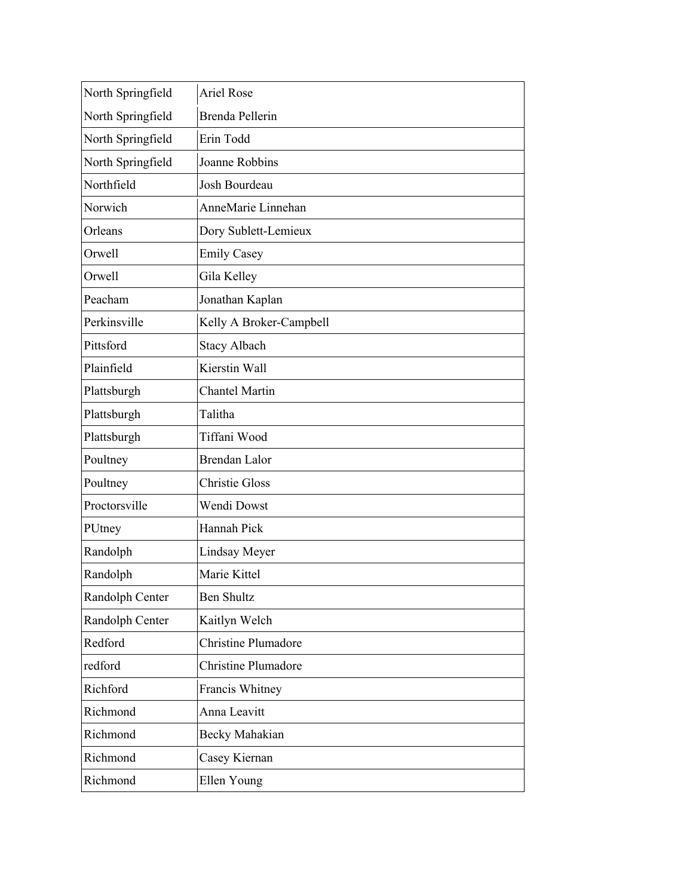| | |
|---|---|
| North Springfield | Ariel Rose |
| North Springfield | Brenda Pellerin |
| North Springfield | Erin Todd |
| North Springfield | Joanne Robbins |
| Northfield | Josh Bourdeau |
| Norwich | AnneMarie Linnehan |
| Orleans | Dory Sublett-Lemieux |
| Orwell | Emily Casey |
| Orwell | Gila Kelley |
| Peacham | Jonathan Kaplan |
| Perkinsville | Kelly A Broker-Campbell |
| Pittsford | Stacy Albach |
| Plainfield | Kierstin Wall |
| Plattsburgh | Chantel Martin |
| Plattsburgh | Talitha |
| Plattsburgh | Tiffani Wood |
| Poultney | Brendan Lalor |
| Poultney | Christie Gloss |
| Proctorsville | Wendi Dowst |
| PUtney | Hannah Pick |
| Randolph | Lindsay Meyer |
| Randolph | Marie Kittel |
| Randolph Center | Ben Shultz |
| Randolph Center | Kaitlyn Welch |
| Redford | Christine Plumadore |
| redford | Christine Plumadore |
| Richford | Francis Whitney |
| Richmond | Anna Leavitt |
| Richmond | Becky Mahakian |
| Richmond | Casey Kiernan |
| Richmond | Ellen Young |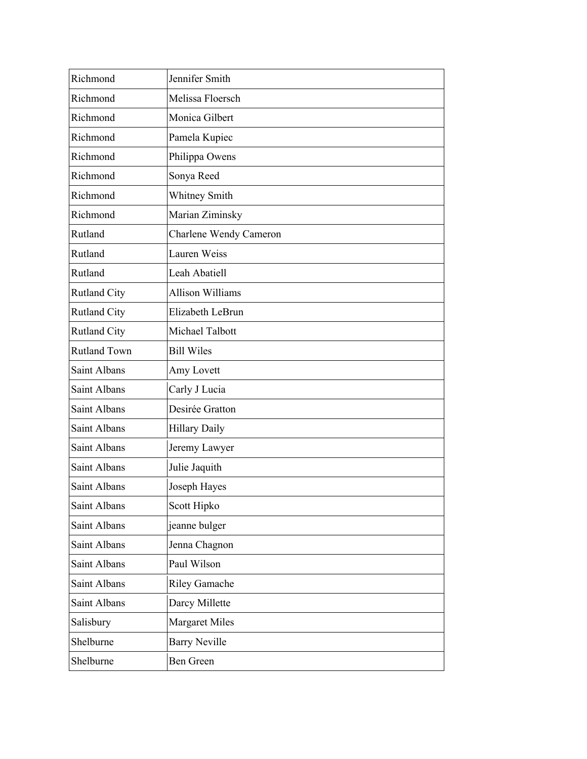| Richmond | Jennifer Smith |
|---|---|
| Richmond | Melissa Floersch |
| Richmond | Monica Gilbert |
| Richmond | Pamela Kupiec |
| Richmond | Philippa Owens |
| Richmond | Sonya Reed |
| Richmond | Whitney Smith |
| Richmond | Marian Ziminsky |
| Rutland | Charlene Wendy Cameron |
| Rutland | Lauren Weiss |
| Rutland | Leah Abatiell |
| Rutland City | Allison Williams |
| Rutland City | Elizabeth LeBrun |
| Rutland City | Michael Talbott |
| Rutland Town | Bill Wiles |
| Saint Albans | Amy Lovett |
| Saint Albans | Carly J Lucia |
| Saint Albans | Desirée Gratton |
| Saint Albans | Hillary Daily |
| Saint Albans | Jeremy Lawyer |
| Saint Albans | Julie Jaquith |
| Saint Albans | Joseph Hayes |
| Saint Albans | Scott Hipko |
| Saint Albans | jeanne bulger |
| Saint Albans | Jenna Chagnon |
| Saint Albans | Paul Wilson |
| Saint Albans | Riley Gamache |
| Saint Albans | Darcy Millette |
| Salisbury | Margaret Miles |
| Shelburne | Barry Neville |
| Shelburne | Ben Green |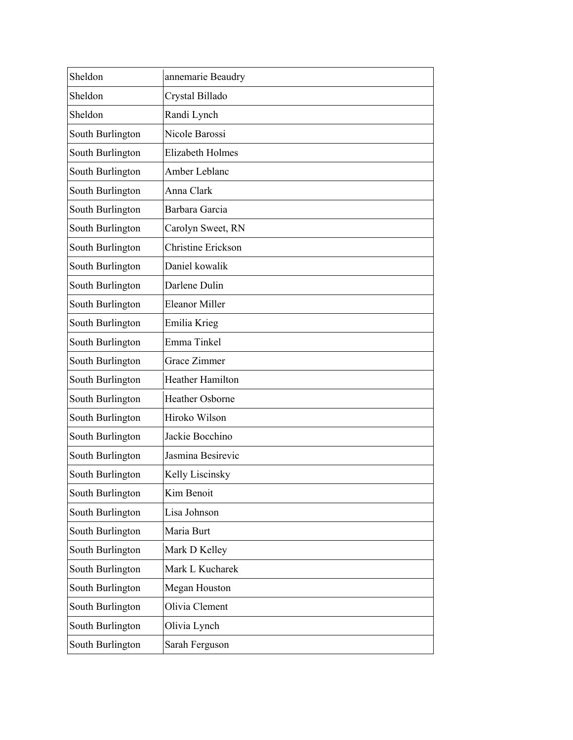| Sheldon | annemarie Beaudry |
|---|---|
| Sheldon | Crystal Billado |
| Sheldon | Randi Lynch |
| South Burlington | Nicole Barossi |
| South Burlington | Elizabeth Holmes |
| South Burlington | Amber Leblanc |
| South Burlington | Anna Clark |
| South Burlington | Barbara Garcia |
| South Burlington | Carolyn Sweet, RN |
| South Burlington | Christine Erickson |
| South Burlington | Daniel kowalik |
| South Burlington | Darlene Dulin |
| South Burlington | Eleanor Miller |
| South Burlington | Emilia Krieg |
| South Burlington | Emma Tinkel |
| South Burlington | Grace Zimmer |
| South Burlington | Heather Hamilton |
| South Burlington | Heather Osborne |
| South Burlington | Hiroko Wilson |
| South Burlington | Jackie Bocchino |
| South Burlington | Jasmina Besirevic |
| South Burlington | Kelly Liscinsky |
| South Burlington | Kim Benoit |
| South Burlington | Lisa Johnson |
| South Burlington | Maria Burt |
| South Burlington | Mark D Kelley |
| South Burlington | Mark L Kucharek |
| South Burlington | Megan Houston |
| South Burlington | Olivia Clement |
| South Burlington | Olivia Lynch |
| South Burlington | Sarah Ferguson |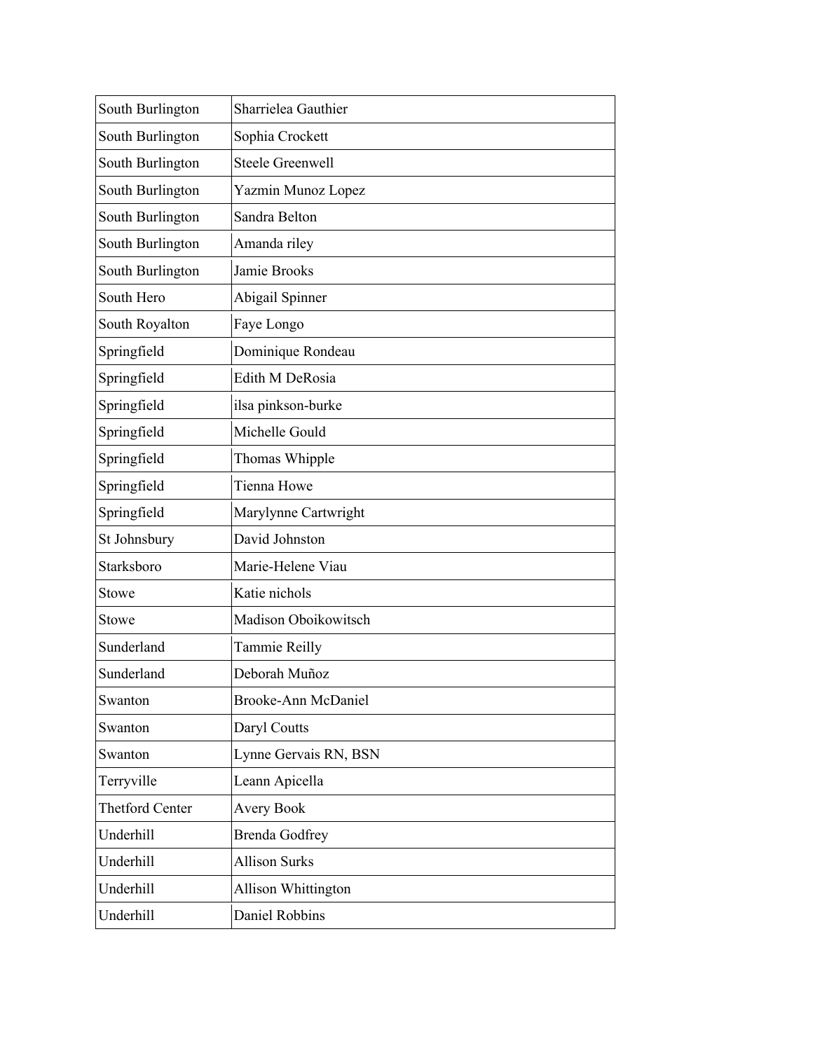| South Burlington | Sharrielea Gauthier |
|---|---|
| South Burlington | Sophia Crockett |
| South Burlington | Steele Greenwell |
| South Burlington | Yazmin Munoz Lopez |
| South Burlington | Sandra Belton |
| South Burlington | Amanda riley |
| South Burlington | Jamie Brooks |
| South Hero | Abigail Spinner |
| South Royalton | Faye Longo |
| Springfield | Dominique Rondeau |
| Springfield | Edith M DeRosia |
| Springfield | ilsa pinkson-burke |
| Springfield | Michelle Gould |
| Springfield | Thomas Whipple |
| Springfield | Tienna Howe |
| Springfield | Marylynne Cartwright |
| St Johnsbury | David Johnston |
| Starksboro | Marie-Helene Viau |
| Stowe | Katie nichols |
| Stowe | Madison Oboikowitsch |
| Sunderland | Tammie Reilly |
| Sunderland | Deborah Muñoz |
| Swanton | Brooke-Ann McDaniel |
| Swanton | Daryl Coutts |
| Swanton | Lynne Gervais RN, BSN |
| Terryville | Leann Apicella |
| Thetford Center | Avery Book |
| Underhill | Brenda Godfrey |
| Underhill | Allison Surks |
| Underhill | Allison Whittington |
| Underhill | Daniel Robbins |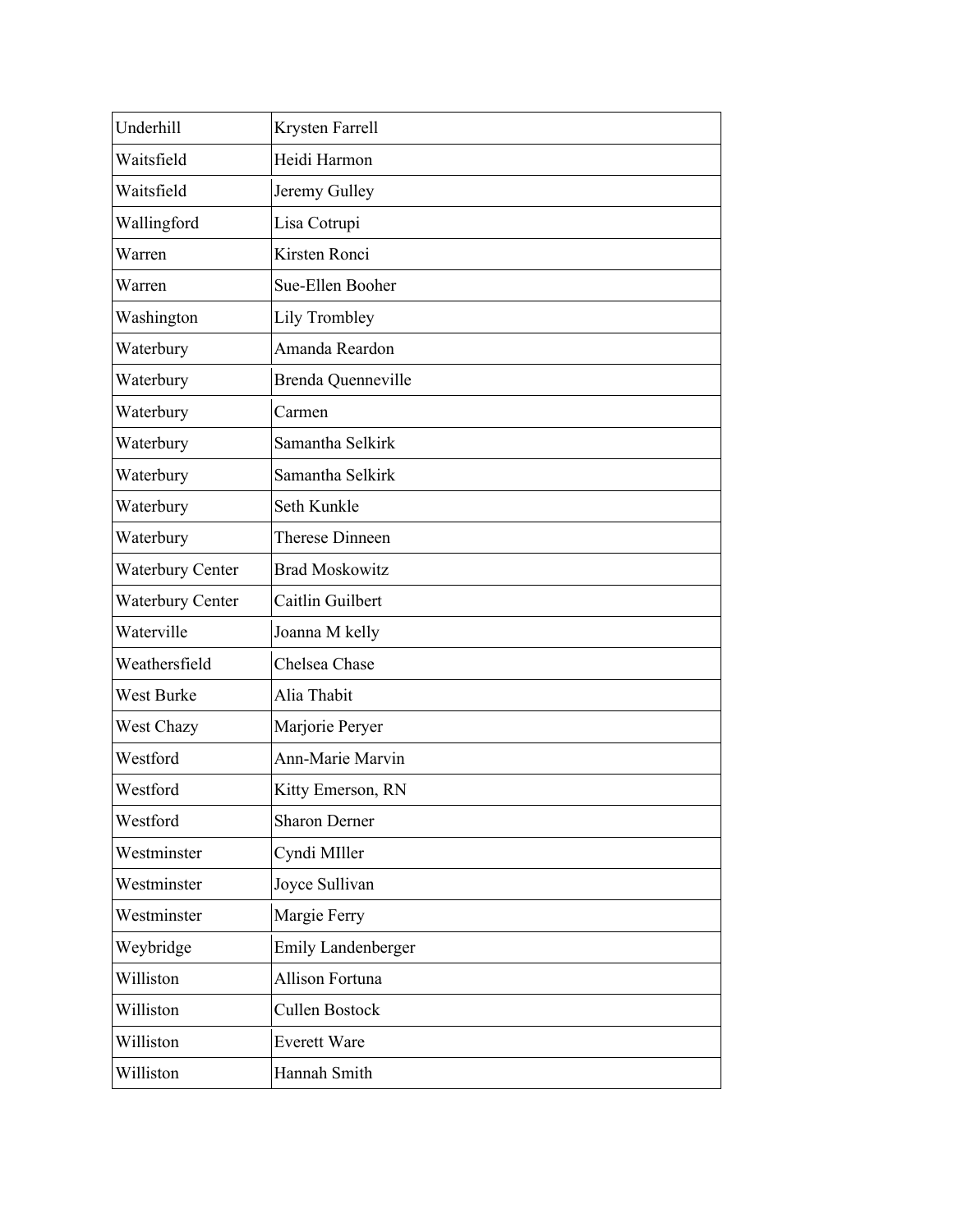| Underhill | Krysten Farrell |
|---|---|
| Waitsfield | Heidi Harmon |
| Waitsfield | Jeremy Gulley |
| Wallingford | Lisa Cotrupi |
| Warren | Kirsten Ronci |
| Warren | Sue-Ellen Booher |
| Washington | Lily Trombley |
| Waterbury | Amanda Reardon |
| Waterbury | Brenda Quenneville |
| Waterbury | Carmen |
| Waterbury | Samantha Selkirk |
| Waterbury | Samantha Selkirk |
| Waterbury | Seth Kunkle |
| Waterbury | Therese Dinneen |
| Waterbury Center | Brad Moskowitz |
| Waterbury Center | Caitlin Guilbert |
| Waterville | Joanna M kelly |
| Weathersfield | Chelsea Chase |
| West Burke | Alia Thabit |
| West Chazy | Marjorie Peryer |
| Westford | Ann-Marie Marvin |
| Westford | Kitty Emerson, RN |
| Westford | Sharon Derner |
| Westminster | Cyndi MIller |
| Westminster | Joyce Sullivan |
| Westminster | Margie Ferry |
| Weybridge | Emily Landenberger |
| Williston | Allison Fortuna |
| Williston | Cullen Bostock |
| Williston | Everett Ware |
| Williston | Hannah Smith |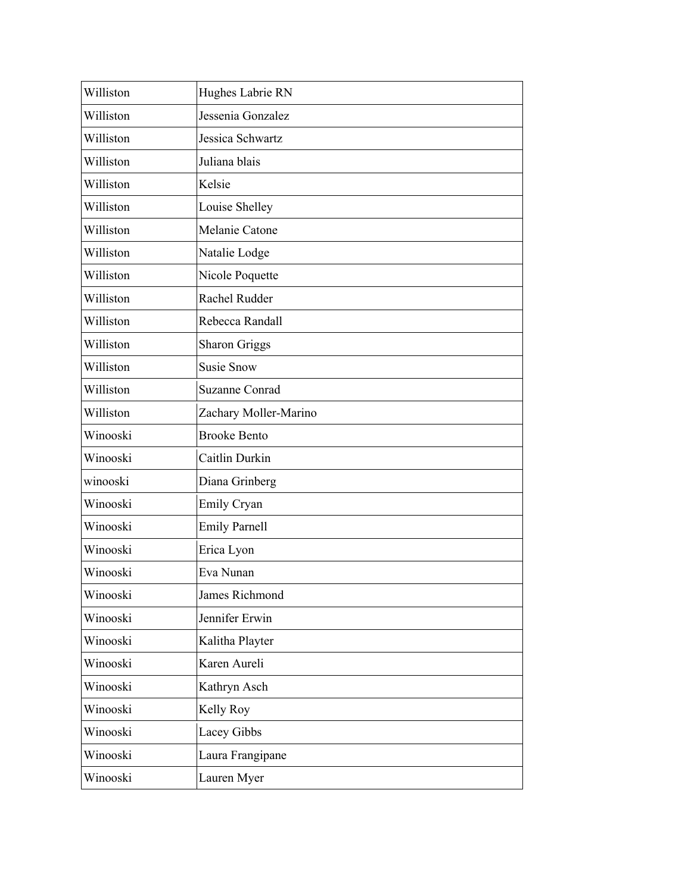| Williston | Hughes Labrie RN |
|---|---|
| Williston | Jessenia Gonzalez |
| Williston | Jessica Schwartz |
| Williston | Juliana blais |
| Williston | Kelsie |
| Williston | Louise Shelley |
| Williston | Melanie Catone |
| Williston | Natalie Lodge |
| Williston | Nicole Poquette |
| Williston | Rachel Rudder |
| Williston | Rebecca Randall |
| Williston | Sharon Griggs |
| Williston | Susie Snow |
| Williston | Suzanne Conrad |
| Williston | Zachary Moller-Marino |
| Winooski | Brooke Bento |
| Winooski | Caitlin Durkin |
| winooski | Diana Grinberg |
| Winooski | Emily Cryan |
| Winooski | Emily Parnell |
| Winooski | Erica Lyon |
| Winooski | Eva Nunan |
| Winooski | James Richmond |
| Winooski | Jennifer Erwin |
| Winooski | Kalitha Playter |
| Winooski | Karen Aureli |
| Winooski | Kathryn Asch |
| Winooski | Kelly Roy |
| Winooski | Lacey Gibbs |
| Winooski | Laura Frangipane |
| Winooski | Lauren Myer |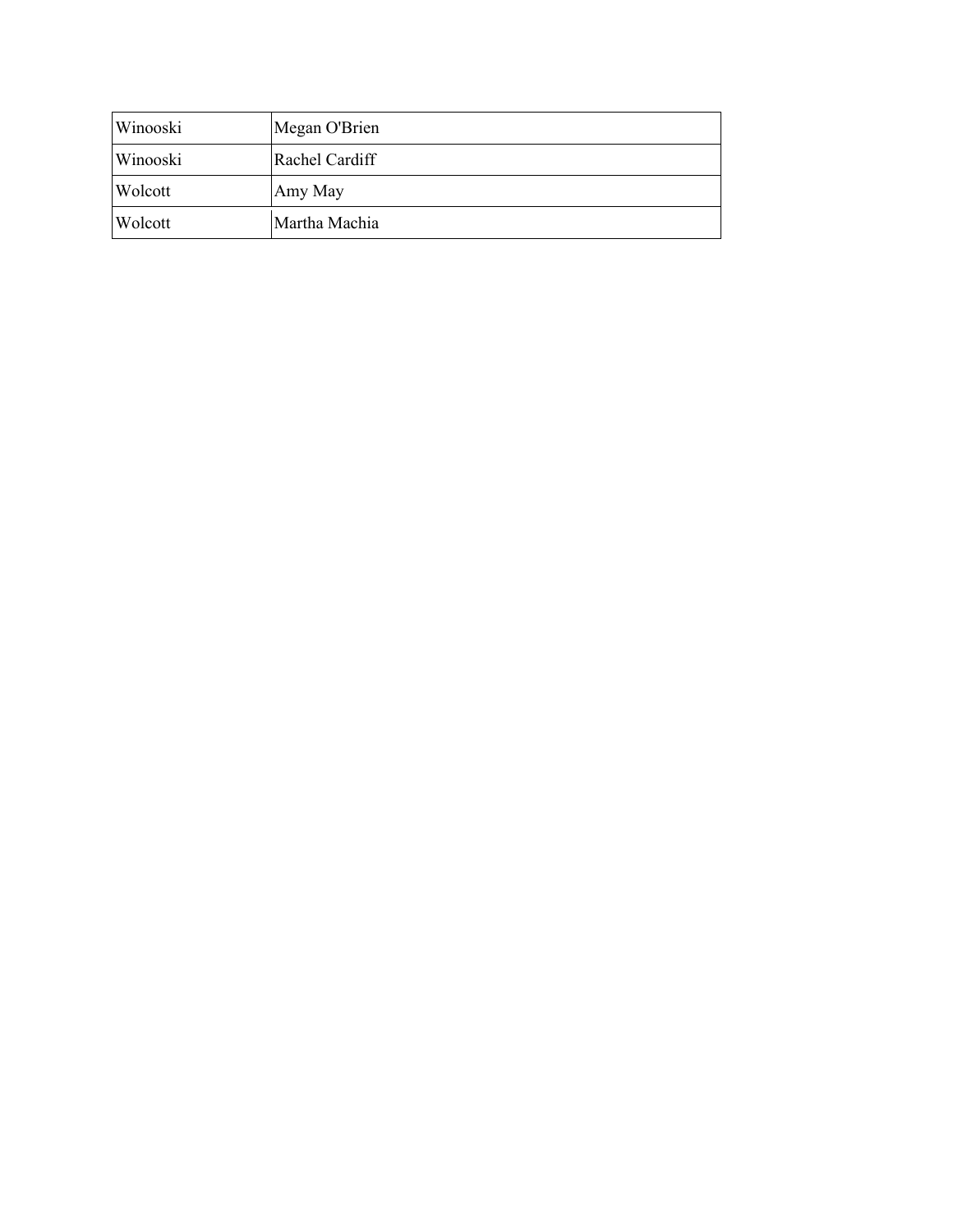| | |
|---|---|
| Winooski | Megan O'Brien |
| Winooski | Rachel Cardiff |
| Wolcott | Amy May |
| Wolcott | Martha Machia |